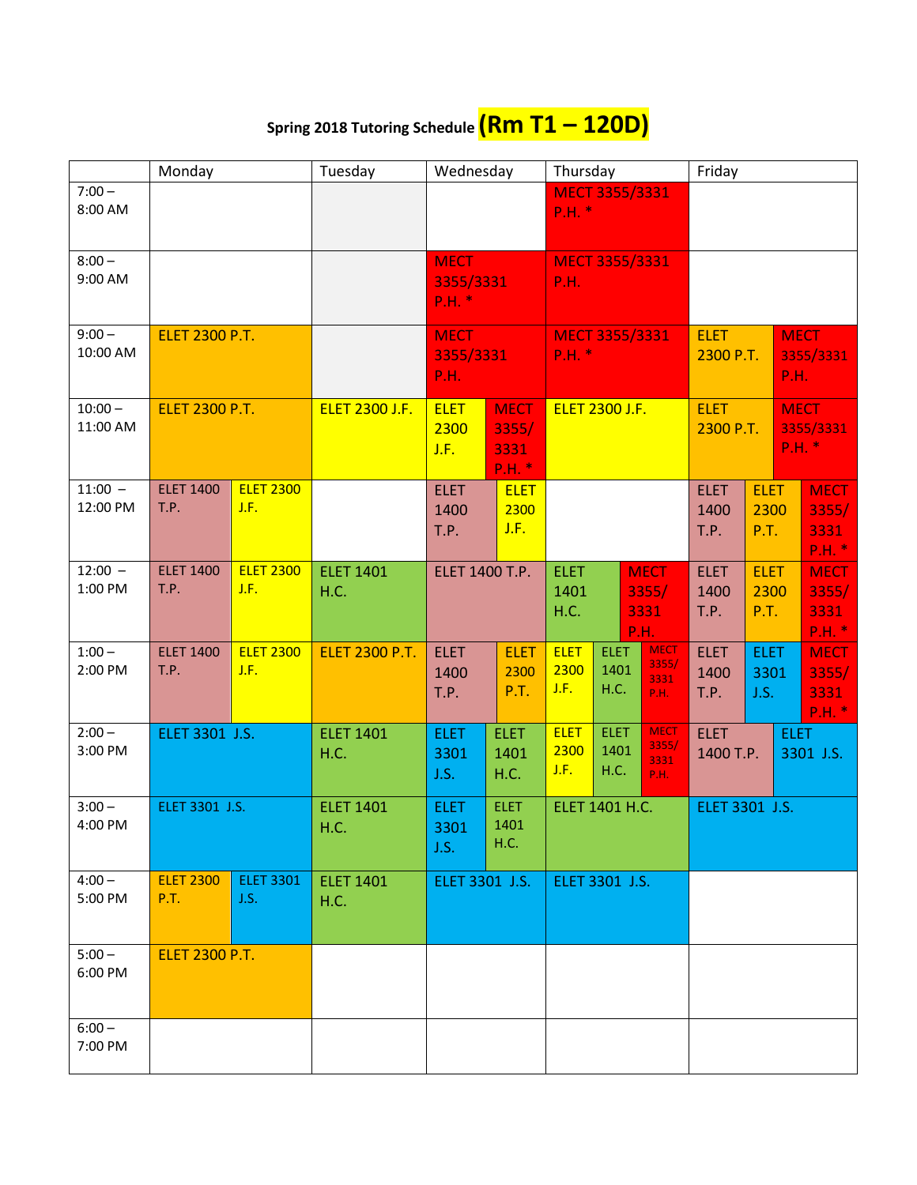**Spring 2018 Tutoring Schedule (Rm T1 – 120D)**

| | Monday | Tuesday | Wednesday | Thursday | Friday |
|---|---|---|---|---|---|
| 7:00 – 8:00 AM | | | | MECT 3355/3331 P.H. * | |
| 8:00 – 9:00 AM | | | MECT 3355/3331 P.H. * | MECT 3355/3331 P.H. | |
| 9:00 – 10:00 AM | ELET 2300 P.T. | | MECT 3355/3331 P.H. | MECT 3355/3331 P.H. * | ELET 2300 P.T.; MECT 3355/3331 P.H. |
| 10:00 – 11:00 AM | ELET 2300 P.T. | ELET 2300 J.F. | ELET 2300 J.F.; MECT 3355/3331 P.H. * | ELET 2300 J.F. | ELET 2300 P.T.; MECT 3355/3331 P.H. * |
| 11:00 – 12:00 PM | ELET 1400 T.P.; ELET 2300 J.F. | | ELET 1400 T.P.; ELET 2300 J.F. | | ELET 1400 T.P.; ELET 2300 P.T.; MECT 3355/3331 P.H. * |
| 12:00 – 1:00 PM | ELET 1400 T.P.; ELET 2300 J.F. | ELET 1401 H.C. | ELET 1400 T.P. | ELET 1401 H.C.; MECT 3355/3331 P.H. | ELET 1400 T.P.; ELET 2300 P.T.; MECT 3355/3331 P.H. * |
| 1:00 – 2:00 PM | ELET 1400 T.P.; ELET 2300 J.F. | ELET 2300 P.T. | ELET 1400 T.P.; ELET 2300 P.T. | ELET 2300 J.F.; ELET 1401 H.C.; MECT 3355/3331 P.H. | ELET 1400 T.P.; ELET 3301 J.S.; MECT 3355/3331 P.H. * |
| 2:00 – 3:00 PM | ELET 3301 J.S. | ELET 1401 H.C. | ELET 3301 J.S.; ELET 1401 H.C. | ELET 2300 J.F.; ELET 1401 H.C.; MECT 3355/3331 P.H. | ELET 1400 T.P.; ELET 3301 J.S. |
| 3:00 – 4:00 PM | ELET 3301 J.S. | ELET 1401 H.C. | ELET 3301 J.S.; ELET 1401 H.C. | ELET 1401 H.C. | ELET 3301 J.S. |
| 4:00 – 5:00 PM | ELET 2300 P.T.; ELET 3301 J.S. | ELET 1401 H.C. | ELET 3301 J.S. | ELET 3301 J.S. | |
| 5:00 – 6:00 PM | ELET 2300 P.T. | | | | |
| 6:00 – 7:00 PM | | | | | |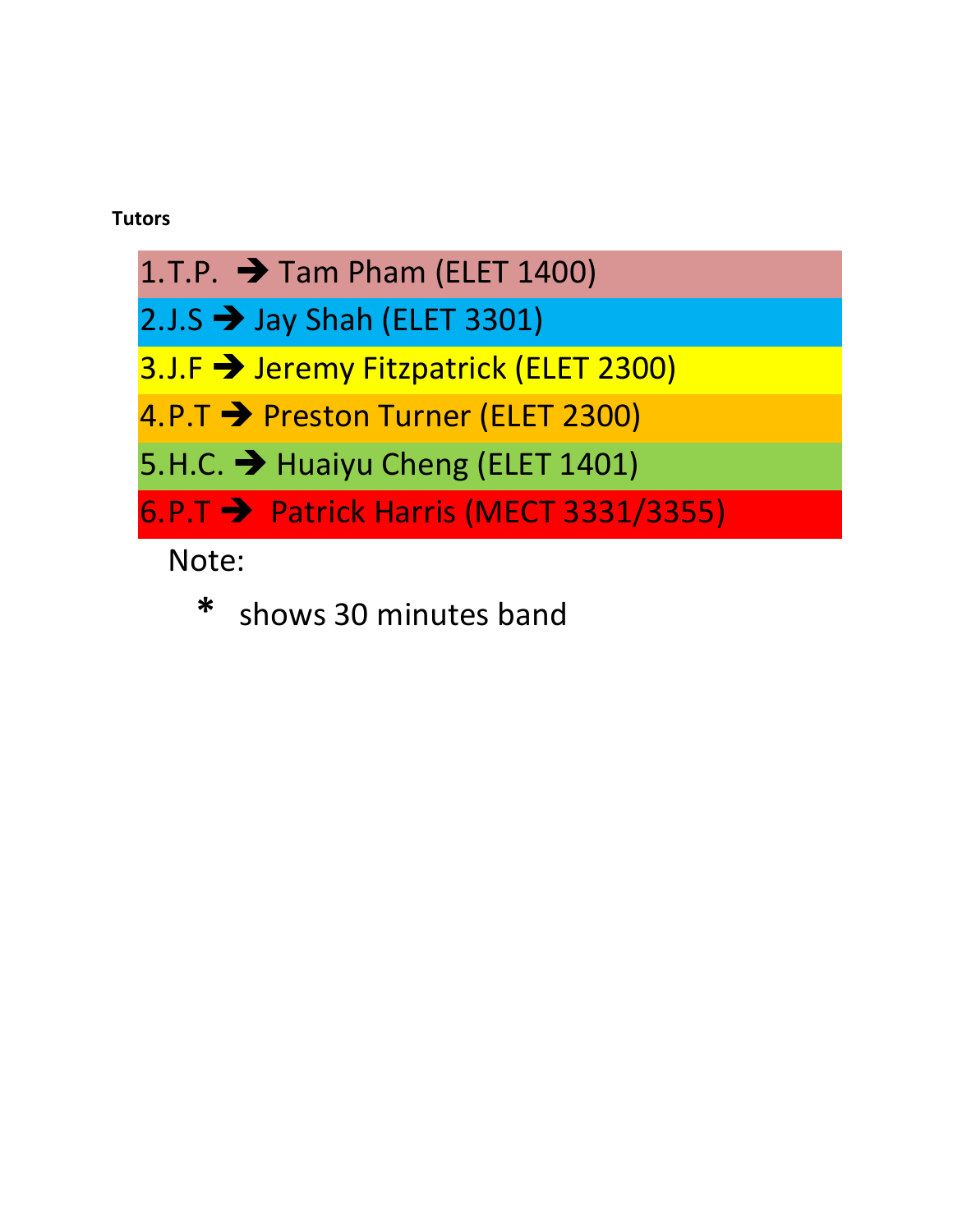**Tutors**

1. T.P. ➔ Tam Pham (ELET 1400)
2. J.S ➔ Jay Shah (ELET 3301)
3. J.F ➔ Jeremy Fitzpatrick (ELET 2300)
4. P.T ➔ Preston Turner (ELET 2300)
5. H.C. ➔ Huaiyu Cheng (ELET 1401)
6. P.T ➔ Patrick Harris (MECT 3331/3355)

Note:

* shows 30 minutes band